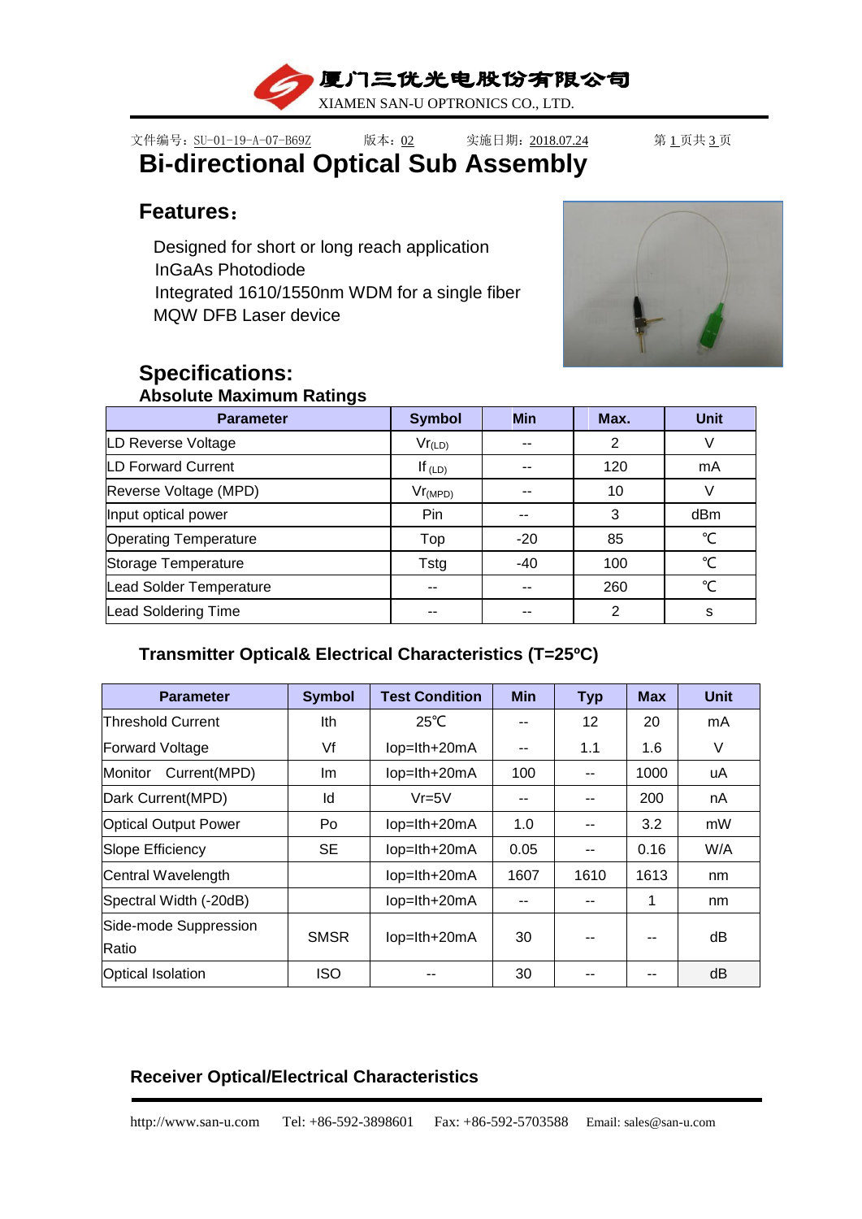厦门三优光电股份有限公司

XIAMEN SAN-U OPTRONICS CO., LTD.

文件编号：SU-01-19-A-07-B69Z　　版本：02　　实施日期：2018.07.24

# Bi-directional Optical Sub Assembly

## Features：

- Designed for short or long reach application
- InGaAs Photodiode
- Integrated 1610/1550nm WDM for a single fiber
- MQW DFB Laser device

## Specifications:

### Absolute Maximum Ratings

| Parameter | Symbol | Min | Max. | Unit |
|---|---|---|---|---|
| LD Reverse Voltage | $Vr_{(LD)}$ | -- | 2 | V |
| LD Forward Current | $If_{(LD)}$ | -- | 120 | mA |
| Reverse Voltage (MPD) | $Vr_{(MPD)}$ | -- | 10 | V |
| Input optical power | Pin | -- | 3 | dBm |
| Operating Temperature | Top | -20 | 85 | ℃ |
| Storage Temperature | Tstg | -40 | 100 | ℃ |
| Lead Solder Temperature | -- | -- | 260 | ℃ |
| Lead Soldering Time | -- | -- | 2 | s |

### Transmitter Optical& Electrical Characteristics (T=25ºC)

| Parameter | Symbol | Test Condition | Min | Typ | Max | Unit |
|---|---|---|---|---|---|---|
| Threshold Current | Ith | 25℃ | -- | 12 | 20 | mA |
| Forward Voltage | Vf | Iop=Ith+20mA | -- | 1.1 | 1.6 | V |
| Monitor Current(MPD) | Im | Iop=Ith+20mA | 100 | -- | 1000 | uA |
| Dark Current(MPD) | Id | Vr=5V | -- | -- | 200 | nA |
| Optical Output Power | Po | Iop=Ith+20mA | 1.0 | -- | 3.2 | mW |
| Slope Efficiency | SE | Iop=Ith+20mA | 0.05 | -- | 0.16 | W/A |
| Central Wavelength | | Iop=Ith+20mA | 1607 | 1610 | 1613 | nm |
| Spectral Width (-20dB) | | Iop=Ith+20mA | -- | -- | 1 | nm |
| Side-mode Suppression Ratio | SMSR | Iop=Ith+20mA | 30 | -- | -- | dB |
| Optical Isolation | ISO | -- | 30 | -- | -- | dB |

### Receiver Optical/Electrical Characteristics

http://www.san-u.com　Tel: +86-592-3898601　Fax: +86-592-5703588　Email: sales@san-u.com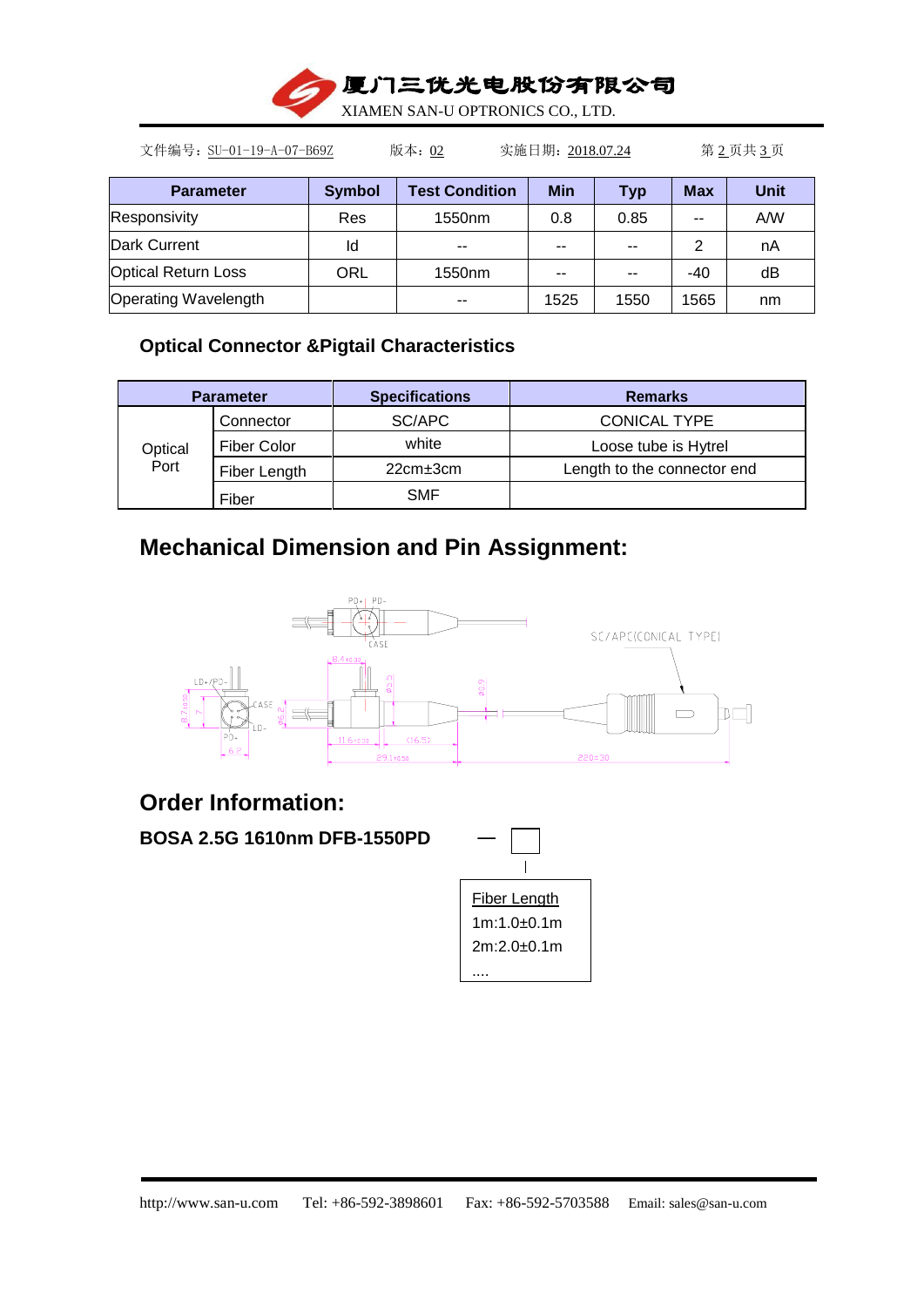| Parameter | Symbol | Test Condition | Min | Typ | Max | Unit |
|---|---|---|---|---|---|---|
| Responsivity | Res | 1550nm | 0.8 | 0.85 | -- | A/W |
| Dark Current | Id | -- | -- | -- | 2 | nA |
| Optical Return Loss | ORL | 1550nm | -- | -- | -40 | dB |
| Operating Wavelength | | -- | 1525 | 1550 | 1565 | nm |

### Optical Connector &Pigtail Characteristics

| Parameter | | Specifications | Remarks |
|---|---|---|---|
| Optical Port | Connector | SC/APC | CONICAL TYPE |
| | Fiber Color | white | Loose tube is Hytrel |
| | Fiber Length | 22cm±3cm | Length to the connector end |
| | Fiber | SMF | |

## Mechanical Dimension and Pin Assignment:

## Order Information:

**BOSA 2.5G 1610nm DFB-1550PD** — □

Fiber Length
1m:1.0±0.1m
2m:2.0±0.1m
....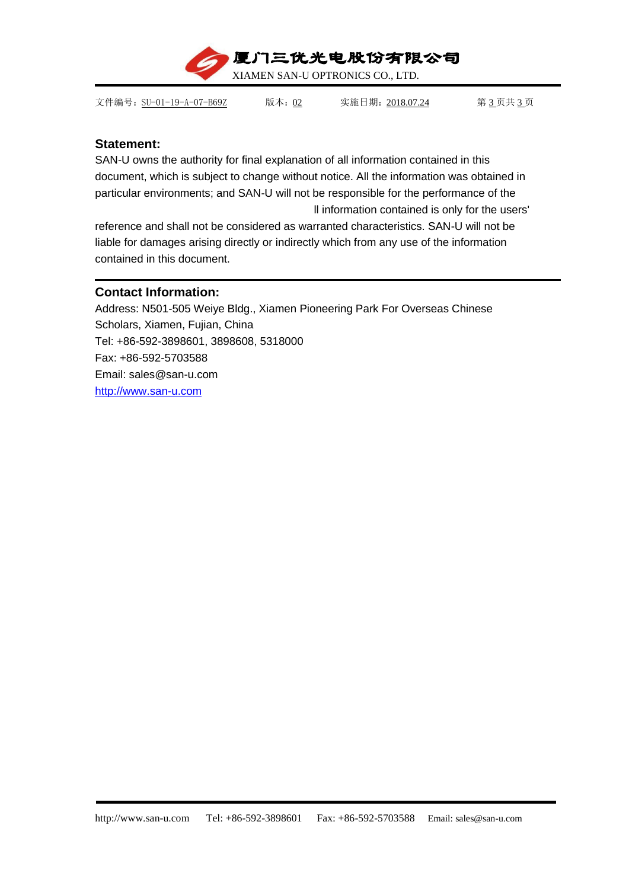## Statement:

SAN-U owns the authority for final explanation of all information contained in this document, which is subject to change without notice. All the information was obtained in particular environments; and SAN-U will not be responsible for the performance of the

ll information contained is only for the users'

reference and shall not be considered as warranted characteristics. SAN-U will not be liable for damages arising directly or indirectly which from any use of the information contained in this document.

## Contact Information:

Address: N501-505 Weiye Bldg., Xiamen Pioneering Park For Overseas Chinese Scholars, Xiamen, Fujian, China

Tel: +86-592-3898601, 3898608, 5318000

Fax: +86-592-5703588

Email: sales@san-u.com

http://www.san-u.com